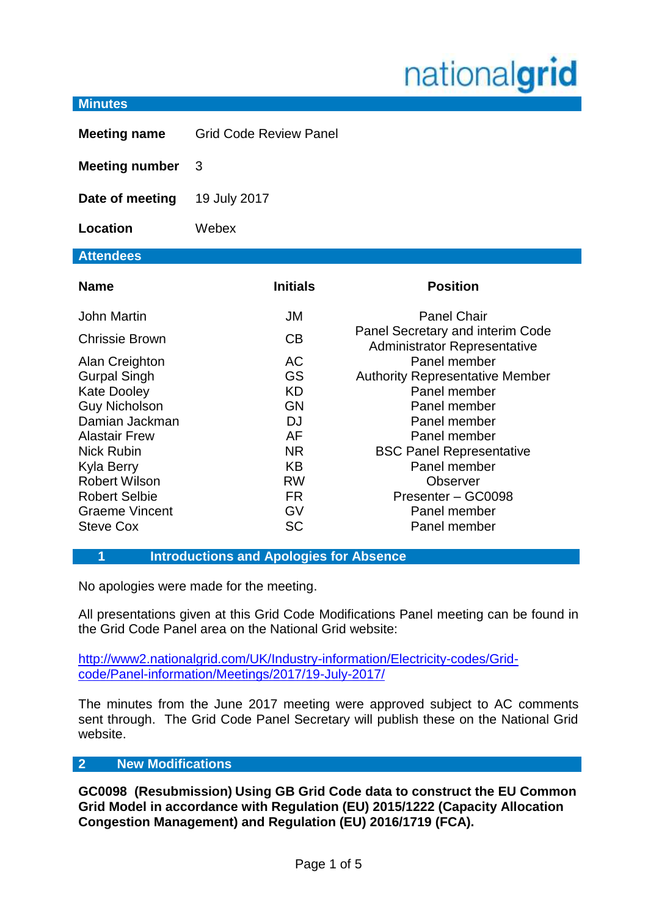## Minutes

| | |
|---|---|
| **Meeting name** | Grid Code Review Panel |
| **Meeting number** | 3 |
| **Date of meeting** | 19 July 2017 |
| **Location** | Webex |

## Attendees

| Name | Initials | Position |
|---|---|---|
| John Martin | JM | Panel Chair |
| Chrissie Brown | CB | Panel Secretary and interim Code Administrator Representative |
| Alan Creighton | AC | Panel member |
| Gurpal Singh | GS | Authority Representative Member |
| Kate Dooley | KD | Panel member |
| Guy Nicholson | GN | Panel member |
| Damian Jackman | DJ | Panel member |
| Alastair Frew | AF | Panel member |
| Nick Rubin | NR | BSC Panel Representative |
| Kyla Berry | KB | Panel member |
| Robert Wilson | RW | Observer |
| Robert Selbie | FR | Presenter – GC0098 |
| Graeme Vincent | GV | Panel member |
| Steve Cox | SC | Panel member |

## 1 Introductions and Apologies for Absence

No apologies were made for the meeting.

All presentations given at this Grid Code Modifications Panel meeting can be found in the Grid Code Panel area on the National Grid website:

http://www2.nationalgrid.com/UK/Industry-information/Electricity-codes/Grid-code/Panel-information/Meetings/2017/19-July-2017/

The minutes from the June 2017 meeting were approved subject to AC comments sent through. The Grid Code Panel Secretary will publish these on the National Grid website.

## 2 New Modifications

**GC0098 (Resubmission) Using GB Grid Code data to construct the EU Common Grid Model in accordance with Regulation (EU) 2015/1222 (Capacity Allocation Congestion Management) and Regulation (EU) 2016/1719 (FCA).**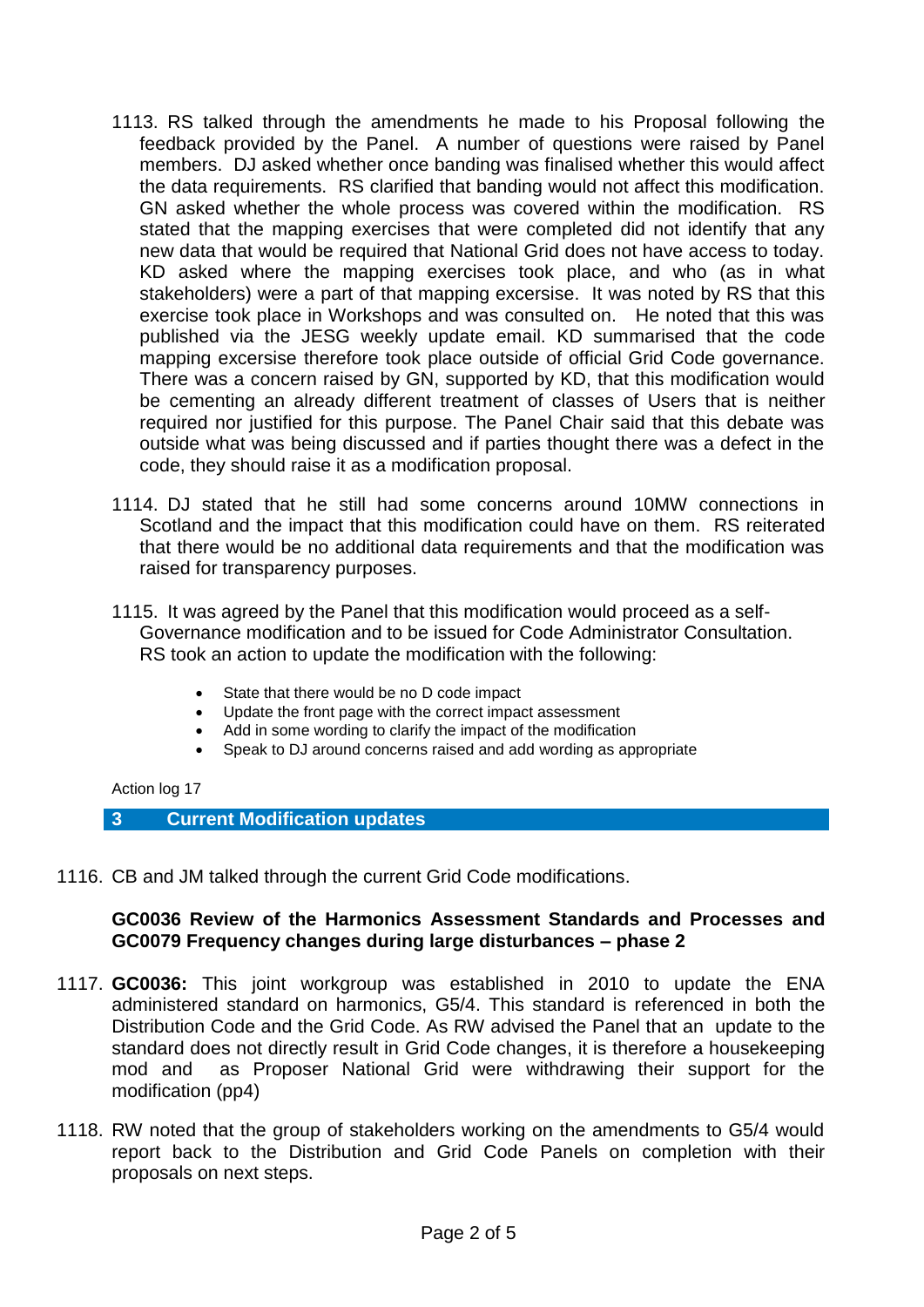1113. RS talked through the amendments he made to his Proposal following the feedback provided by the Panel. A number of questions were raised by Panel members. DJ asked whether once banding was finalised whether this would affect the data requirements. RS clarified that banding would not affect this modification. GN asked whether the whole process was covered within the modification. RS stated that the mapping exercises that were completed did not identify that any new data that would be required that National Grid does not have access to today. KD asked where the mapping exercises took place, and who (as in what stakeholders) were a part of that mapping excersise. It was noted by RS that this exercise took place in Workshops and was consulted on. He noted that this was published via the JESG weekly update email. KD summarised that the code mapping excersise therefore took place outside of official Grid Code governance. There was a concern raised by GN, supported by KD, that this modification would be cementing an already different treatment of classes of Users that is neither required nor justified for this purpose. The Panel Chair said that this debate was outside what was being discussed and if parties thought there was a defect in the code, they should raise it as a modification proposal.

1114. DJ stated that he still had some concerns around 10MW connections in Scotland and the impact that this modification could have on them. RS reiterated that there would be no additional data requirements and that the modification was raised for transparency purposes.

1115. It was agreed by the Panel that this modification would proceed as a self-Governance modification and to be issued for Code Administrator Consultation. RS took an action to update the modification with the following:

- State that there would be no D code impact
- Update the front page with the correct impact assessment
- Add in some wording to clarify the impact of the modification
- Speak to DJ around concerns raised and add wording as appropriate

Action log 17

## 3 Current Modification updates

1116. CB and JM talked through the current Grid Code modifications.

**GC0036 Review of the Harmonics Assessment Standards and Processes and GC0079 Frequency changes during large disturbances – phase 2**

1117. **GC0036:** This joint workgroup was established in 2010 to update the ENA administered standard on harmonics, G5/4. This standard is referenced in both the Distribution Code and the Grid Code. As RW advised the Panel that an update to the standard does not directly result in Grid Code changes, it is therefore a housekeeping mod and as Proposer National Grid were withdrawing their support for the modification (pp4)

1118. RW noted that the group of stakeholders working on the amendments to G5/4 would report back to the Distribution and Grid Code Panels on completion with their proposals on next steps.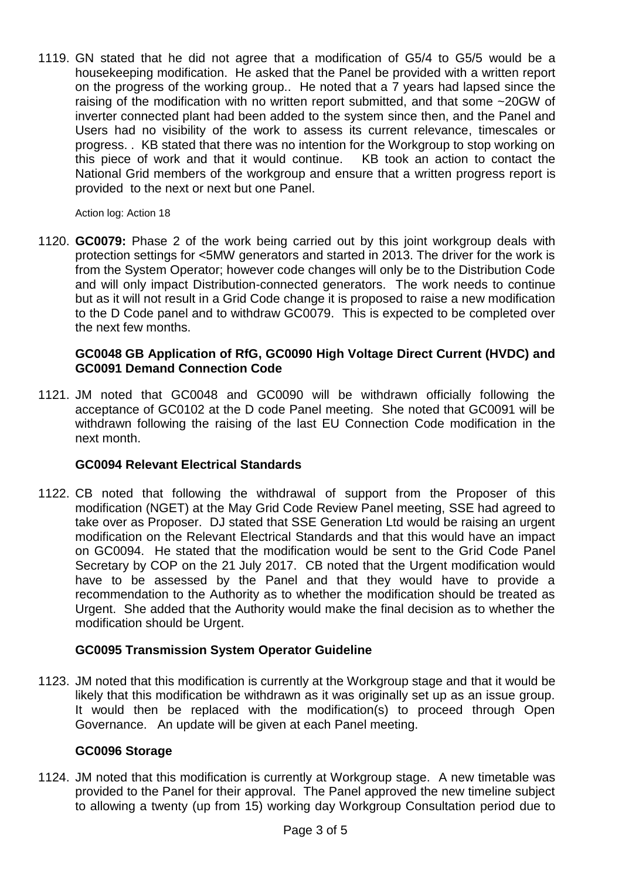1119. GN stated that he did not agree that a modification of G5/4 to G5/5 would be a housekeeping modification. He asked that the Panel be provided with a written report on the progress of the working group.. He noted that a 7 years had lapsed since the raising of the modification with no written report submitted, and that some ~20GW of inverter connected plant had been added to the system since then, and the Panel and Users had no visibility of the work to assess its current relevance, timescales or progress. . KB stated that there was no intention for the Workgroup to stop working on this piece of work and that it would continue. KB took an action to contact the National Grid members of the workgroup and ensure that a written progress report is provided to the next or next but one Panel.

Action log: Action 18

1120. **GC0079:** Phase 2 of the work being carried out by this joint workgroup deals with protection settings for <5MW generators and started in 2013. The driver for the work is from the System Operator; however code changes will only be to the Distribution Code and will only impact Distribution-connected generators. The work needs to continue but as it will not result in a Grid Code change it is proposed to raise a new modification to the D Code panel and to withdraw GC0079. This is expected to be completed over the next few months.

### GC0048 GB Application of RfG, GC0090 High Voltage Direct Current (HVDC) and GC0091 Demand Connection Code

1121. JM noted that GC0048 and GC0090 will be withdrawn officially following the acceptance of GC0102 at the D code Panel meeting. She noted that GC0091 will be withdrawn following the raising of the last EU Connection Code modification in the next month.

### GC0094 Relevant Electrical Standards

1122. CB noted that following the withdrawal of support from the Proposer of this modification (NGET) at the May Grid Code Review Panel meeting, SSE had agreed to take over as Proposer. DJ stated that SSE Generation Ltd would be raising an urgent modification on the Relevant Electrical Standards and that this would have an impact on GC0094. He stated that the modification would be sent to the Grid Code Panel Secretary by COP on the 21 July 2017. CB noted that the Urgent modification would have to be assessed by the Panel and that they would have to provide a recommendation to the Authority as to whether the modification should be treated as Urgent. She added that the Authority would make the final decision as to whether the modification should be Urgent.

### GC0095 Transmission System Operator Guideline

1123. JM noted that this modification is currently at the Workgroup stage and that it would be likely that this modification be withdrawn as it was originally set up as an issue group. It would then be replaced with the modification(s) to proceed through Open Governance. An update will be given at each Panel meeting.

### GC0096 Storage

1124. JM noted that this modification is currently at Workgroup stage. A new timetable was provided to the Panel for their approval. The Panel approved the new timeline subject to allowing a twenty (up from 15) working day Workgroup Consultation period due to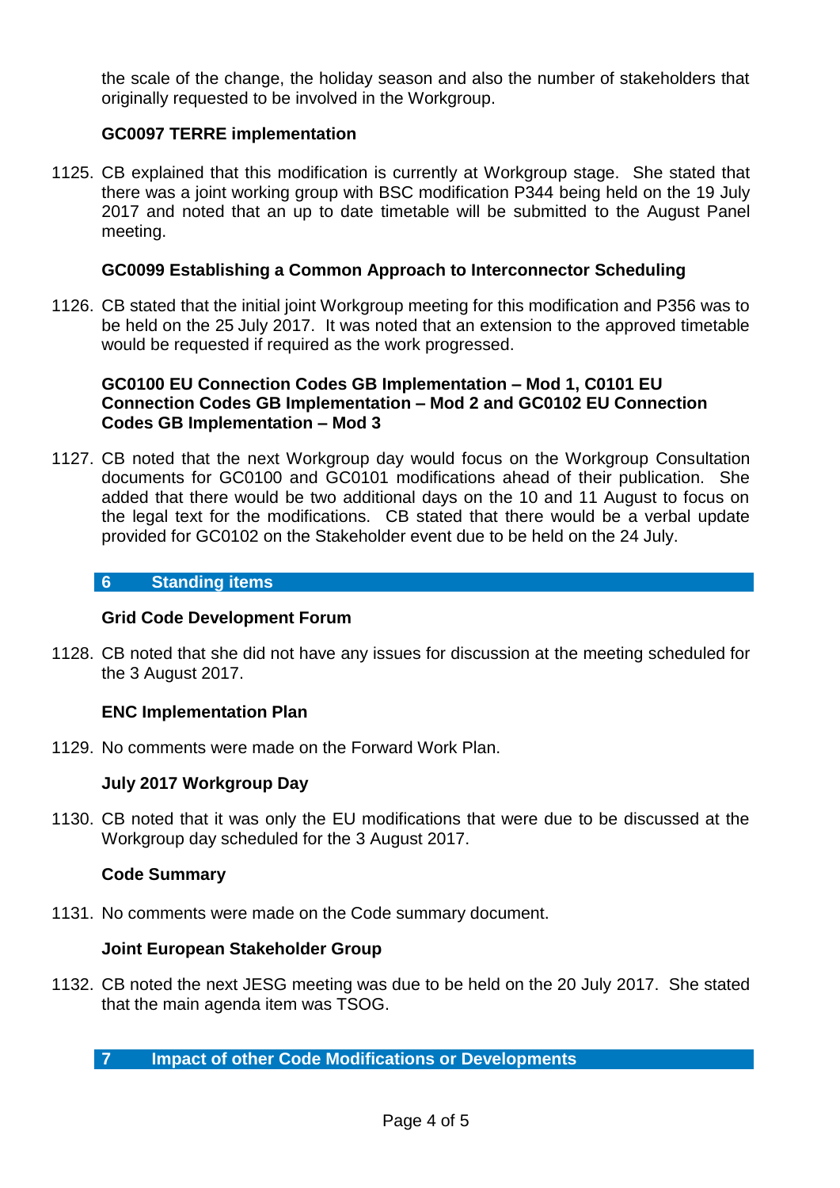the scale of the change, the holiday season and also the number of stakeholders that originally requested to be involved in the Workgroup.

**GC0097 TERRE implementation**

1125. CB explained that this modification is currently at Workgroup stage. She stated that there was a joint working group with BSC modification P344 being held on the 19 July 2017 and noted that an up to date timetable will be submitted to the August Panel meeting.

**GC0099 Establishing a Common Approach to Interconnector Scheduling**

1126. CB stated that the initial joint Workgroup meeting for this modification and P356 was to be held on the 25 July 2017. It was noted that an extension to the approved timetable would be requested if required as the work progressed.

**GC0100 EU Connection Codes GB Implementation – Mod 1, C0101 EU Connection Codes GB Implementation – Mod 2 and GC0102 EU Connection Codes GB Implementation – Mod 3**

1127. CB noted that the next Workgroup day would focus on the Workgroup Consultation documents for GC0100 and GC0101 modifications ahead of their publication. She added that there would be two additional days on the 10 and 11 August to focus on the legal text for the modifications. CB stated that there would be a verbal update provided for GC0102 on the Stakeholder event due to be held on the 24 July.

## 6 Standing items

**Grid Code Development Forum**

1128. CB noted that she did not have any issues for discussion at the meeting scheduled for the 3 August 2017.

**ENC Implementation Plan**

1129. No comments were made on the Forward Work Plan.

**July 2017 Workgroup Day**

1130. CB noted that it was only the EU modifications that were due to be discussed at the Workgroup day scheduled for the 3 August 2017.

**Code Summary**

1131. No comments were made on the Code summary document.

**Joint European Stakeholder Group**

1132. CB noted the next JESG meeting was due to be held on the 20 July 2017. She stated that the main agenda item was TSOG.

## 7 Impact of other Code Modifications or Developments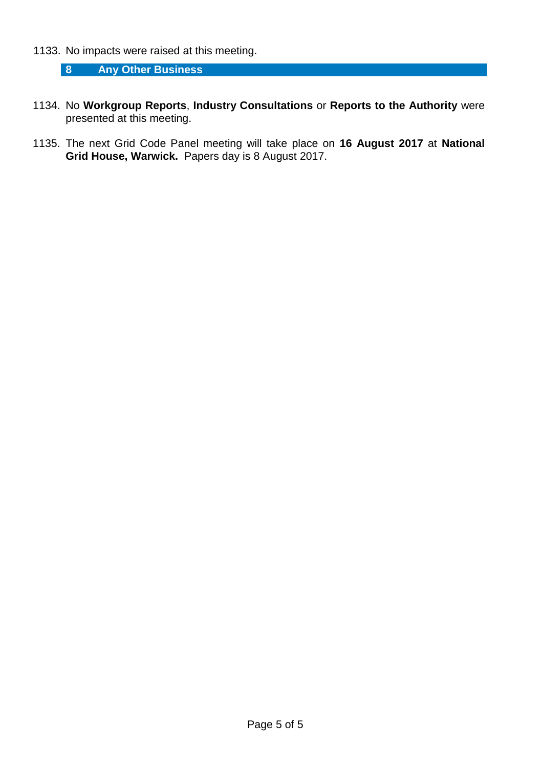1133. No impacts were raised at this meeting.

## 8 Any Other Business

1134. No **Workgroup Reports**, **Industry Consultations** or **Reports to the Authority** were presented at this meeting.

1135. The next Grid Code Panel meeting will take place on **16 August 2017** at **National Grid House, Warwick.** Papers day is 8 August 2017.